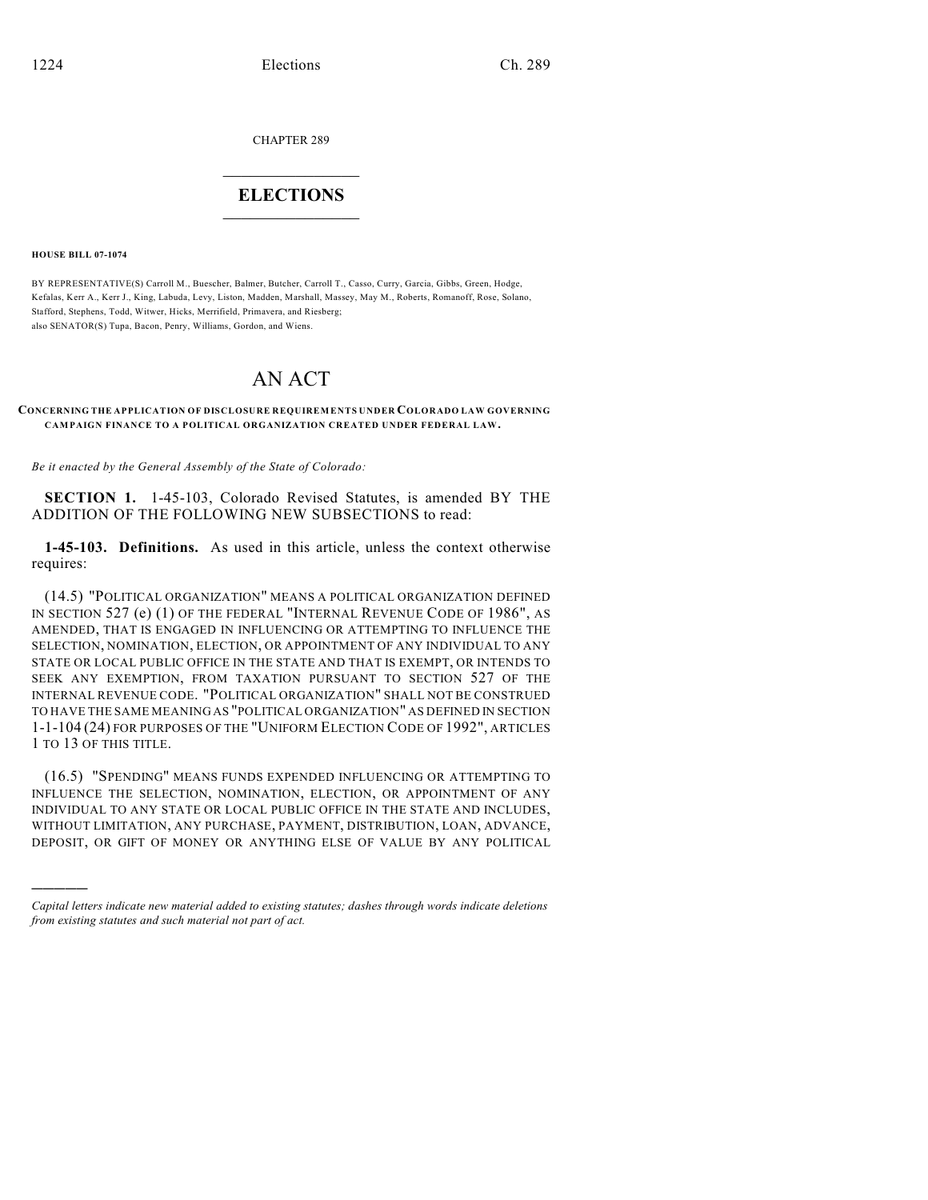CHAPTER 289

# ELECTIONS

**HOUSE BILL 07-1074**

BY REPRESENTATIVE(S) Carroll M., Buescher, Balmer, Butcher, Carroll T., Casso, Curry, Garcia, Gibbs, Green, Hodge, Kefalas, Kerr A., Kerr J., King, Labuda, Levy, Liston, Madden, Marshall, Massey, May M., Roberts, Romanoff, Rose, Solano, Stafford, Stephens, Todd, Witwer, Hicks, Merrifield, Primavera, and Riesberg;
also SENATOR(S) Tupa, Bacon, Penry, Williams, Gordon, and Wiens.

# AN ACT

**CONCERNING THE APPLICATION OF DISCLOSURE REQUIREMENTS UNDER COLORADO LAW GOVERNING CAMPAIGN FINANCE TO A POLITICAL ORGANIZATION CREATED UNDER FEDERAL LAW.**

*Be it enacted by the General Assembly of the State of Colorado:*

**SECTION 1.** 1-45-103, Colorado Revised Statutes, is amended BY THE ADDITION OF THE FOLLOWING NEW SUBSECTIONS to read:

**1-45-103. Definitions.** As used in this article, unless the context otherwise requires:

(14.5) "POLITICAL ORGANIZATION" MEANS A POLITICAL ORGANIZATION DEFINED IN SECTION 527 (e) (1) OF THE FEDERAL "INTERNAL REVENUE CODE OF 1986", AS AMENDED, THAT IS ENGAGED IN INFLUENCING OR ATTEMPTING TO INFLUENCE THE SELECTION, NOMINATION, ELECTION, OR APPOINTMENT OF ANY INDIVIDUAL TO ANY STATE OR LOCAL PUBLIC OFFICE IN THE STATE AND THAT IS EXEMPT, OR INTENDS TO SEEK ANY EXEMPTION, FROM TAXATION PURSUANT TO SECTION 527 OF THE INTERNAL REVENUE CODE. "POLITICAL ORGANIZATION" SHALL NOT BE CONSTRUED TO HAVE THE SAME MEANING AS "POLITICAL ORGANIZATION" AS DEFINED IN SECTION 1-1-104 (24) FOR PURPOSES OF THE "UNIFORM ELECTION CODE OF 1992", ARTICLES 1 TO 13 OF THIS TITLE.

(16.5) "SPENDING" MEANS FUNDS EXPENDED INFLUENCING OR ATTEMPTING TO INFLUENCE THE SELECTION, NOMINATION, ELECTION, OR APPOINTMENT OF ANY INDIVIDUAL TO ANY STATE OR LOCAL PUBLIC OFFICE IN THE STATE AND INCLUDES, WITHOUT LIMITATION, ANY PURCHASE, PAYMENT, DISTRIBUTION, LOAN, ADVANCE, DEPOSIT, OR GIFT OF MONEY OR ANYTHING ELSE OF VALUE BY ANY POLITICAL

---

*Capital letters indicate new material added to existing statutes; dashes through words indicate deletions from existing statutes and such material not part of act.*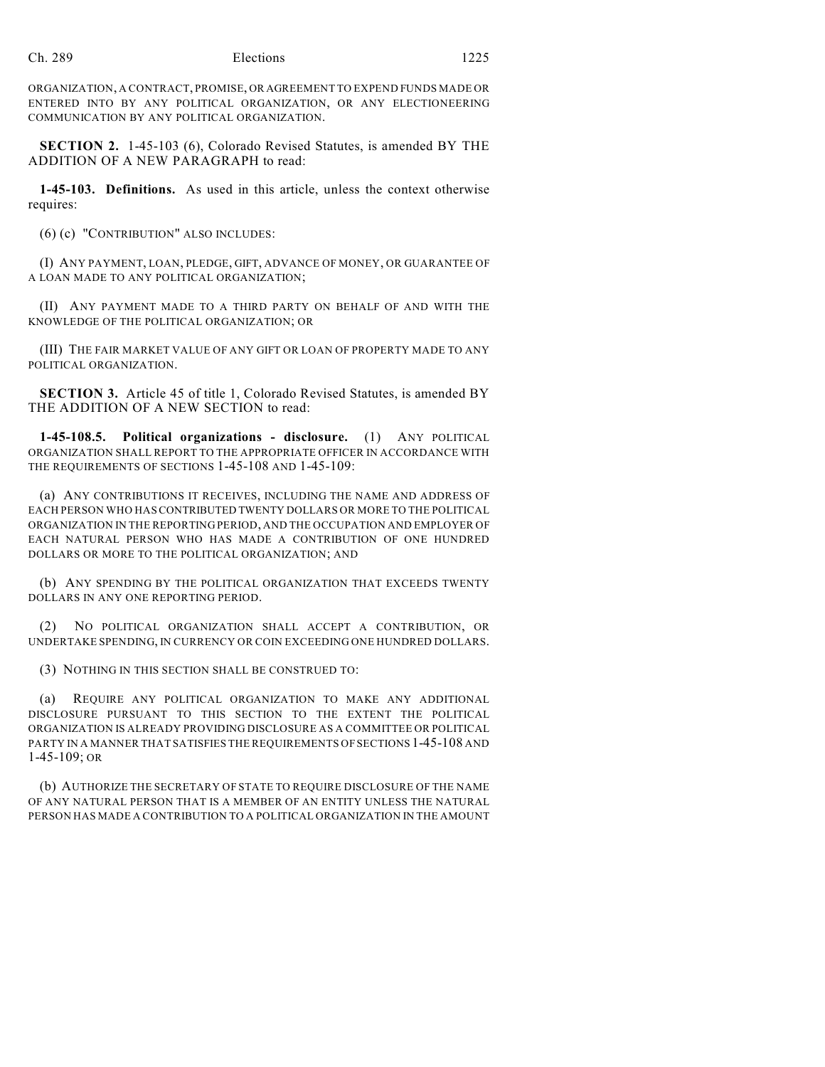ORGANIZATION, A CONTRACT, PROMISE, OR AGREEMENT TO EXPEND FUNDS MADE OR ENTERED INTO BY ANY POLITICAL ORGANIZATION, OR ANY ELECTIONEERING COMMUNICATION BY ANY POLITICAL ORGANIZATION.

**SECTION 2.** 1-45-103 (6), Colorado Revised Statutes, is amended BY THE ADDITION OF A NEW PARAGRAPH to read:

**1-45-103. Definitions.** As used in this article, unless the context otherwise requires:

(6) (c) "CONTRIBUTION" ALSO INCLUDES:

(I) ANY PAYMENT, LOAN, PLEDGE, GIFT, ADVANCE OF MONEY, OR GUARANTEE OF A LOAN MADE TO ANY POLITICAL ORGANIZATION;

(II) ANY PAYMENT MADE TO A THIRD PARTY ON BEHALF OF AND WITH THE KNOWLEDGE OF THE POLITICAL ORGANIZATION; OR

(III) THE FAIR MARKET VALUE OF ANY GIFT OR LOAN OF PROPERTY MADE TO ANY POLITICAL ORGANIZATION.

**SECTION 3.** Article 45 of title 1, Colorado Revised Statutes, is amended BY THE ADDITION OF A NEW SECTION to read:

**1-45-108.5. Political organizations - disclosure.** (1) ANY POLITICAL ORGANIZATION SHALL REPORT TO THE APPROPRIATE OFFICER IN ACCORDANCE WITH THE REQUIREMENTS OF SECTIONS 1-45-108 AND 1-45-109:

(a) ANY CONTRIBUTIONS IT RECEIVES, INCLUDING THE NAME AND ADDRESS OF EACH PERSON WHO HAS CONTRIBUTED TWENTY DOLLARS OR MORE TO THE POLITICAL ORGANIZATION IN THE REPORTING PERIOD, AND THE OCCUPATION AND EMPLOYER OF EACH NATURAL PERSON WHO HAS MADE A CONTRIBUTION OF ONE HUNDRED DOLLARS OR MORE TO THE POLITICAL ORGANIZATION; AND

(b) ANY SPENDING BY THE POLITICAL ORGANIZATION THAT EXCEEDS TWENTY DOLLARS IN ANY ONE REPORTING PERIOD.

(2) NO POLITICAL ORGANIZATION SHALL ACCEPT A CONTRIBUTION, OR UNDERTAKE SPENDING, IN CURRENCY OR COIN EXCEEDING ONE HUNDRED DOLLARS.

(3) NOTHING IN THIS SECTION SHALL BE CONSTRUED TO:

(a) REQUIRE ANY POLITICAL ORGANIZATION TO MAKE ANY ADDITIONAL DISCLOSURE PURSUANT TO THIS SECTION TO THE EXTENT THE POLITICAL ORGANIZATION IS ALREADY PROVIDING DISCLOSURE AS A COMMITTEE OR POLITICAL PARTY IN A MANNER THAT SATISFIES THE REQUIREMENTS OF SECTIONS 1-45-108 AND 1-45-109; OR

(b) AUTHORIZE THE SECRETARY OF STATE TO REQUIRE DISCLOSURE OF THE NAME OF ANY NATURAL PERSON THAT IS A MEMBER OF AN ENTITY UNLESS THE NATURAL PERSON HAS MADE A CONTRIBUTION TO A POLITICAL ORGANIZATION IN THE AMOUNT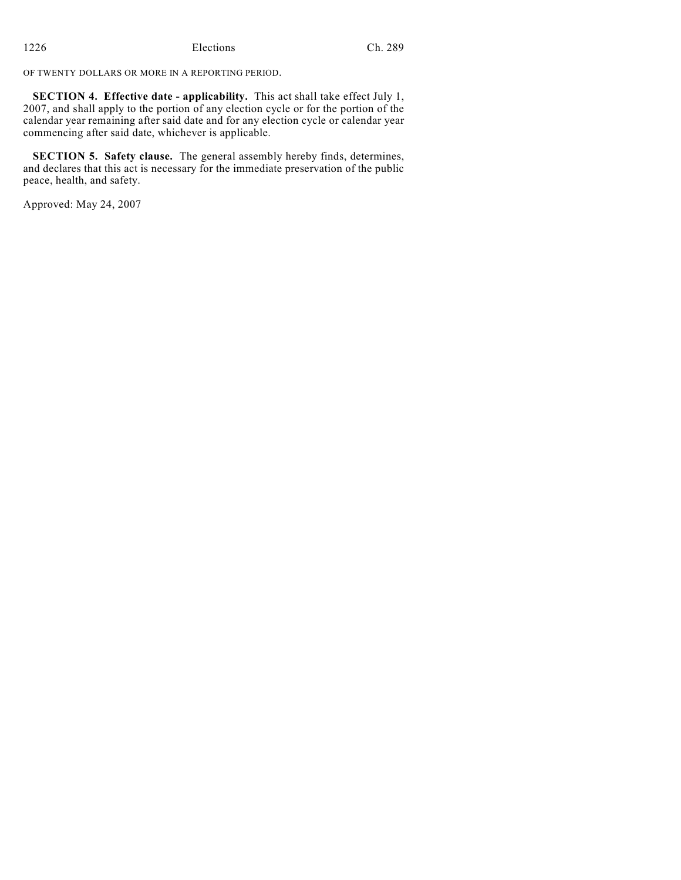OF TWENTY DOLLARS OR MORE IN A REPORTING PERIOD.

**SECTION 4. Effective date - applicability.** This act shall take effect July 1, 2007, and shall apply to the portion of any election cycle or for the portion of the calendar year remaining after said date and for any election cycle or calendar year commencing after said date, whichever is applicable.

**SECTION 5. Safety clause.** The general assembly hereby finds, determines, and declares that this act is necessary for the immediate preservation of the public peace, health, and safety.

Approved: May 24, 2007